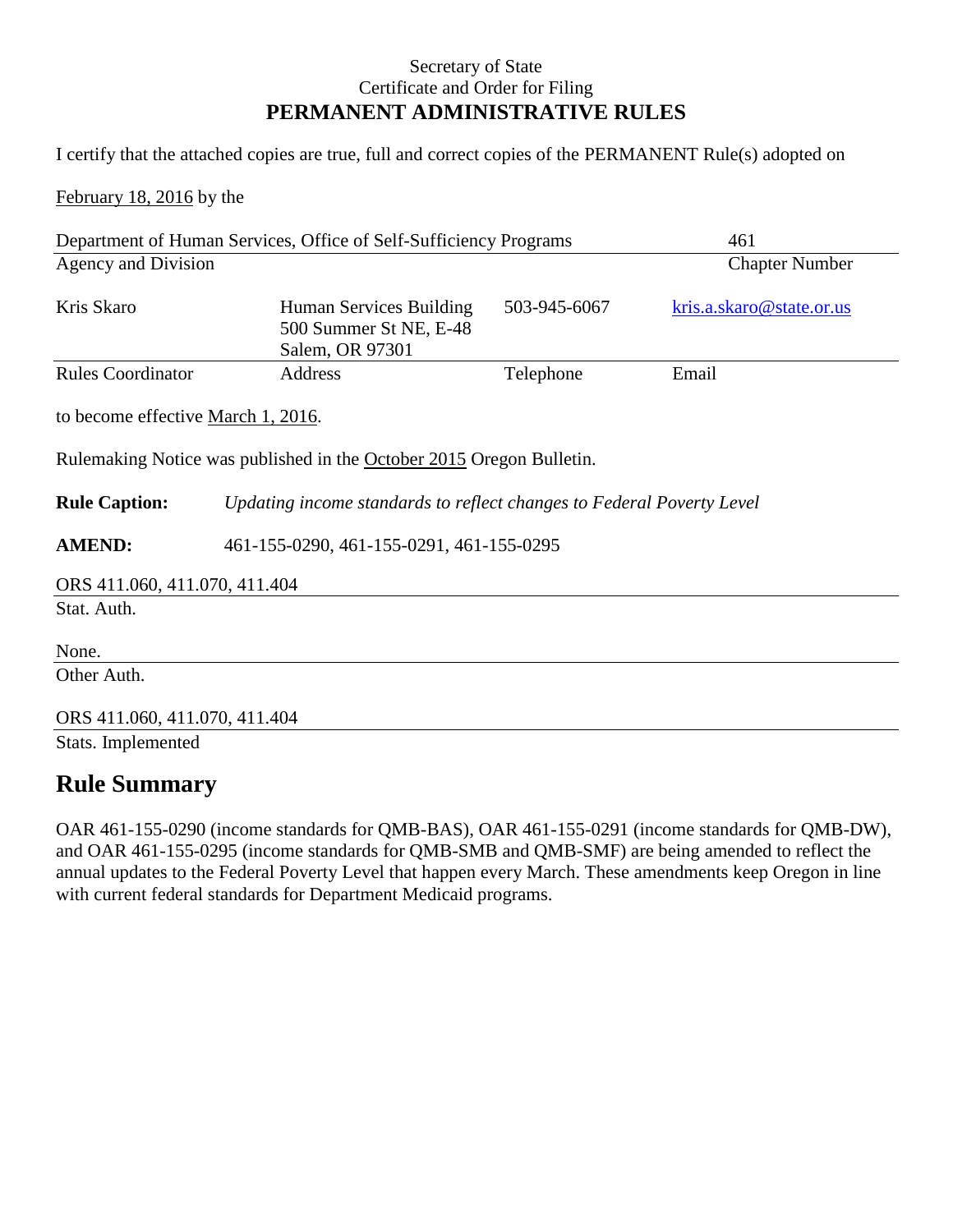Secretary of State
Certificate and Order for Filing
**PERMANENT ADMINISTRATIVE RULES**

I certify that the attached copies are true, full and correct copies of the PERMANENT Rule(s) adopted on

February 18, 2016 by the

| Department of Human Services, Office of Self-Sufficiency Programs | 461 |
|---|---|
| Agency and Division | Chapter Number |

| Kris Skaro | Human Services Building 500 Summer St NE, E-48 Salem, OR 97301 | 503-945-6067 | kris.a.skaro@state.or.us |
|---|---|---|---|
| Rules Coordinator | Address | Telephone | Email |

to become effective March 1, 2016.

Rulemaking Notice was published in the October 2015 Oregon Bulletin.

**Rule Caption:** *Updating income standards to reflect changes to Federal Poverty Level*

**AMEND:** 461-155-0290, 461-155-0291, 461-155-0295

ORS 411.060, 411.070, 411.404
Stat. Auth.

None.
Other Auth.

ORS 411.060, 411.070, 411.404
Stats. Implemented

## Rule Summary

OAR 461-155-0290 (income standards for QMB-BAS), OAR 461-155-0291 (income standards for QMB-DW), and OAR 461-155-0295 (income standards for QMB-SMB and QMB-SMF) are being amended to reflect the annual updates to the Federal Poverty Level that happen every March. These amendments keep Oregon in line with current federal standards for Department Medicaid programs.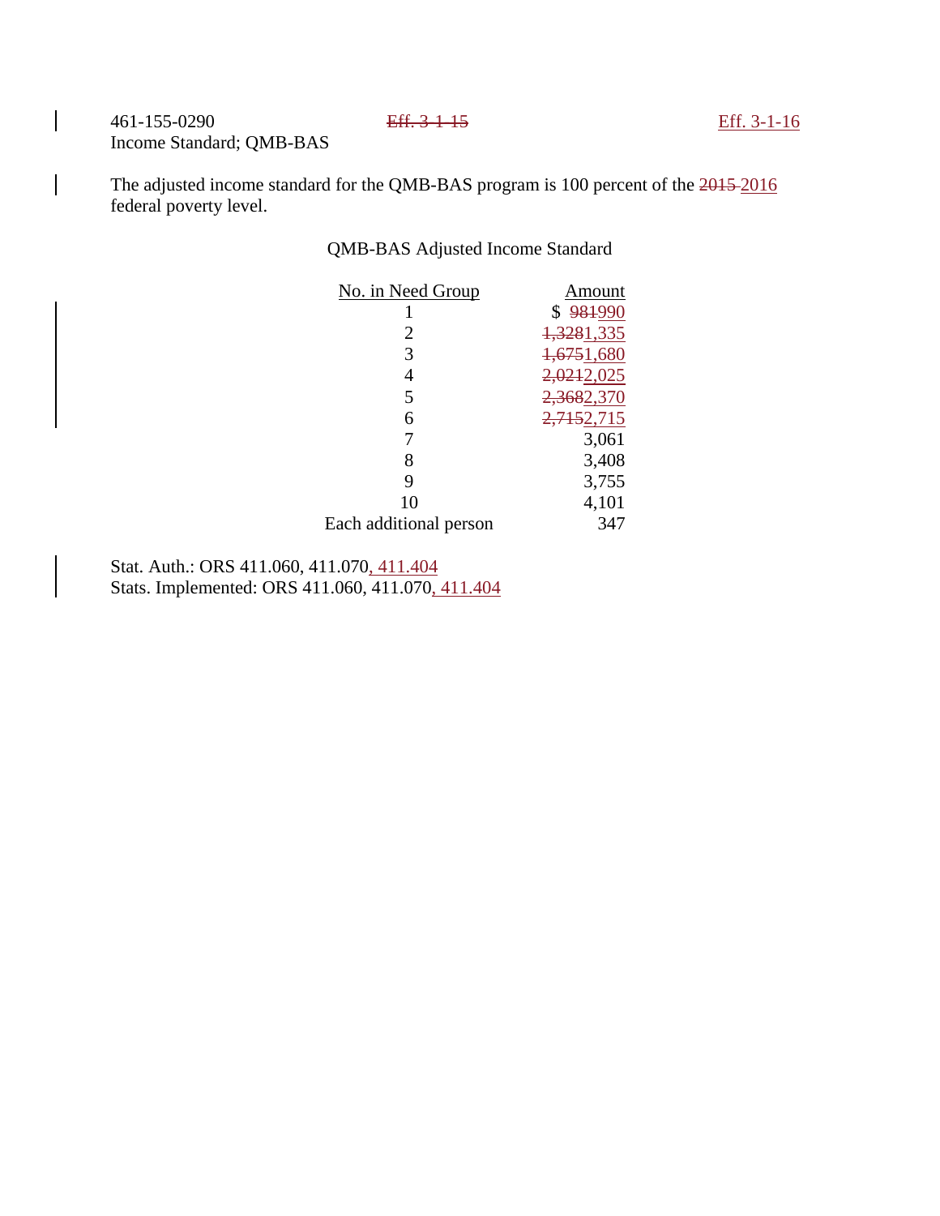461-155-0290 ~~Eff. 3-1-15~~ <u>Eff. 3-1-16</u>
Income Standard; QMB-BAS

The adjusted income standard for the QMB-BAS program is 100 percent of the ~~2015~~ <u>2016</u> federal poverty level.

QMB-BAS Adjusted Income Standard

| No. in Need Group | Amount |
|---|---|
| 1 | $ ~~981~~<u>990</u> |
| 2 | ~~1,328~~<u>1,335</u> |
| 3 | ~~1,675~~<u>1,680</u> |
| 4 | ~~2,021~~<u>2,025</u> |
| 5 | ~~2,368~~<u>2,370</u> |
| 6 | ~~2,715~~<u>2,715</u> |
| 7 | 3,061 |
| 8 | 3,408 |
| 9 | 3,755 |
| 10 | 4,101 |
| Each additional person | 347 |

Stat. Auth.: ORS 411.060, 411.070<u>, 411.404</u>
Stats. Implemented: ORS 411.060, 411.070<u>, 411.404</u>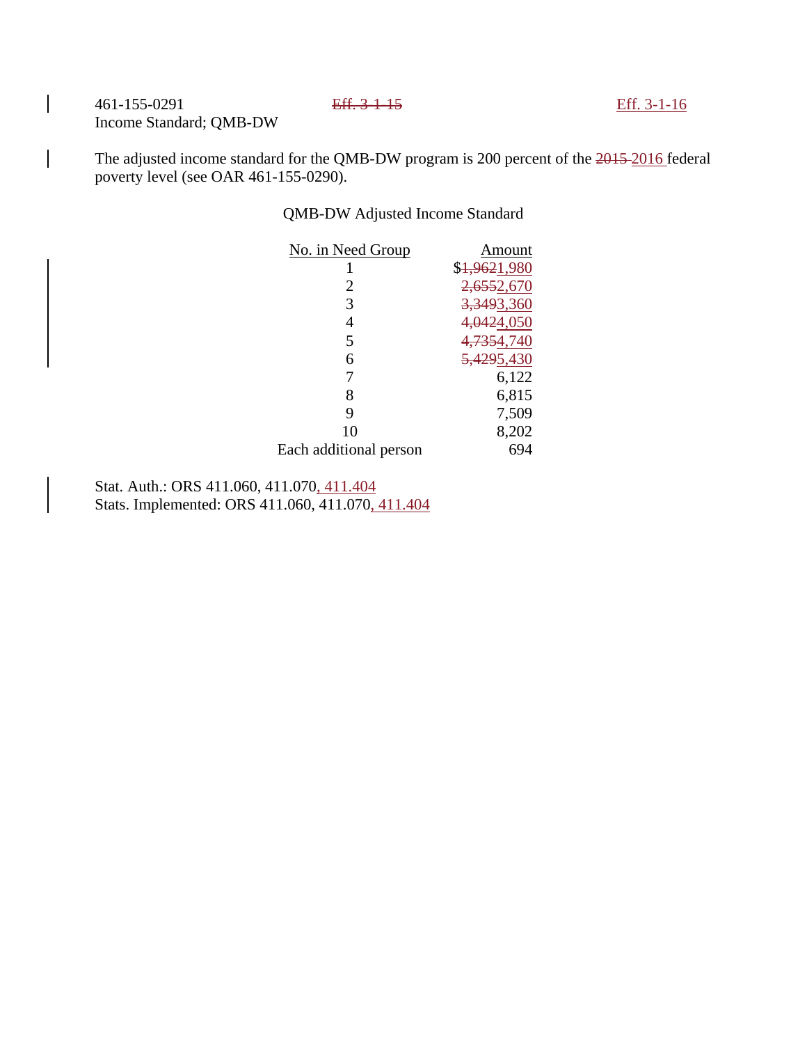461-155-0291 ~~Eff. 3-1-15~~ Eff. 3-1-16
Income Standard; QMB-DW

The adjusted income standard for the QMB-DW program is 200 percent of the ~~2015~~ 2016 federal poverty level (see OAR 461-155-0290).

QMB-DW Adjusted Income Standard

| No. in Need Group | Amount |
|---|---|
| 1 | $~~1,962~~1,980 |
| 2 | ~~2,655~~2,670 |
| 3 | ~~3,349~~3,360 |
| 4 | ~~4,042~~4,050 |
| 5 | ~~4,735~~4,740 |
| 6 | ~~5,429~~5,430 |
| 7 | 6,122 |
| 8 | 6,815 |
| 9 | 7,509 |
| 10 | 8,202 |
| Each additional person | 694 |

Stat. Auth.: ORS 411.060, 411.070, 411.404
Stats. Implemented: ORS 411.060, 411.070, 411.404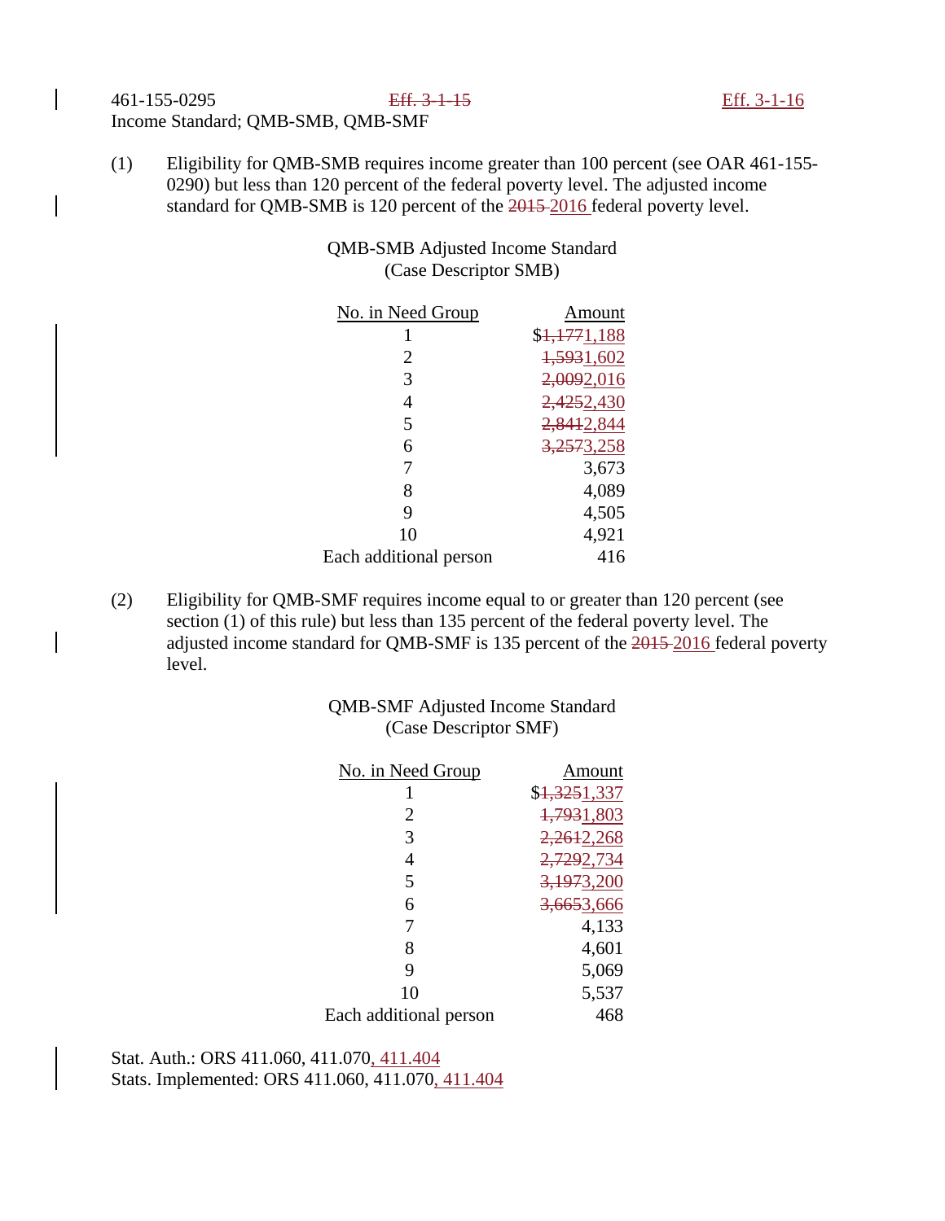461-155-0295 ~~Eff. 3-1-15~~ Eff. 3-1-16

Income Standard; QMB-SMB, QMB-SMF

(1) Eligibility for QMB-SMB requires income greater than 100 percent (see OAR 461-155-0290) but less than 120 percent of the federal poverty level. The adjusted income standard for QMB-SMB is 120 percent of the ~~2015~~ 2016 federal poverty level.

QMB-SMB Adjusted Income Standard
(Case Descriptor SMB)

| No. in Need Group | Amount |
| --- | --- |
| 1 | $~~1,177~~1,188 |
| 2 | ~~1,593~~1,602 |
| 3 | ~~2,009~~2,016 |
| 4 | ~~2,425~~2,430 |
| 5 | ~~2,841~~2,844 |
| 6 | ~~3,257~~3,258 |
| 7 | 3,673 |
| 8 | 4,089 |
| 9 | 4,505 |
| 10 | 4,921 |
| Each additional person | 416 |

(2) Eligibility for QMB-SMF requires income equal to or greater than 120 percent (see section (1) of this rule) but less than 135 percent of the federal poverty level. The adjusted income standard for QMB-SMF is 135 percent of the ~~2015~~ 2016 federal poverty level.

QMB-SMF Adjusted Income Standard
(Case Descriptor SMF)

| No. in Need Group | Amount |
| --- | --- |
| 1 | $~~1,325~~1,337 |
| 2 | ~~1,793~~1,803 |
| 3 | ~~2,261~~2,268 |
| 4 | ~~2,729~~2,734 |
| 5 | ~~3,197~~3,200 |
| 6 | ~~3,665~~3,666 |
| 7 | 4,133 |
| 8 | 4,601 |
| 9 | 5,069 |
| 10 | 5,537 |
| Each additional person | 468 |

Stat. Auth.: ORS 411.060, 411.070, 411.404
Stats. Implemented: ORS 411.060, 411.070, 411.404